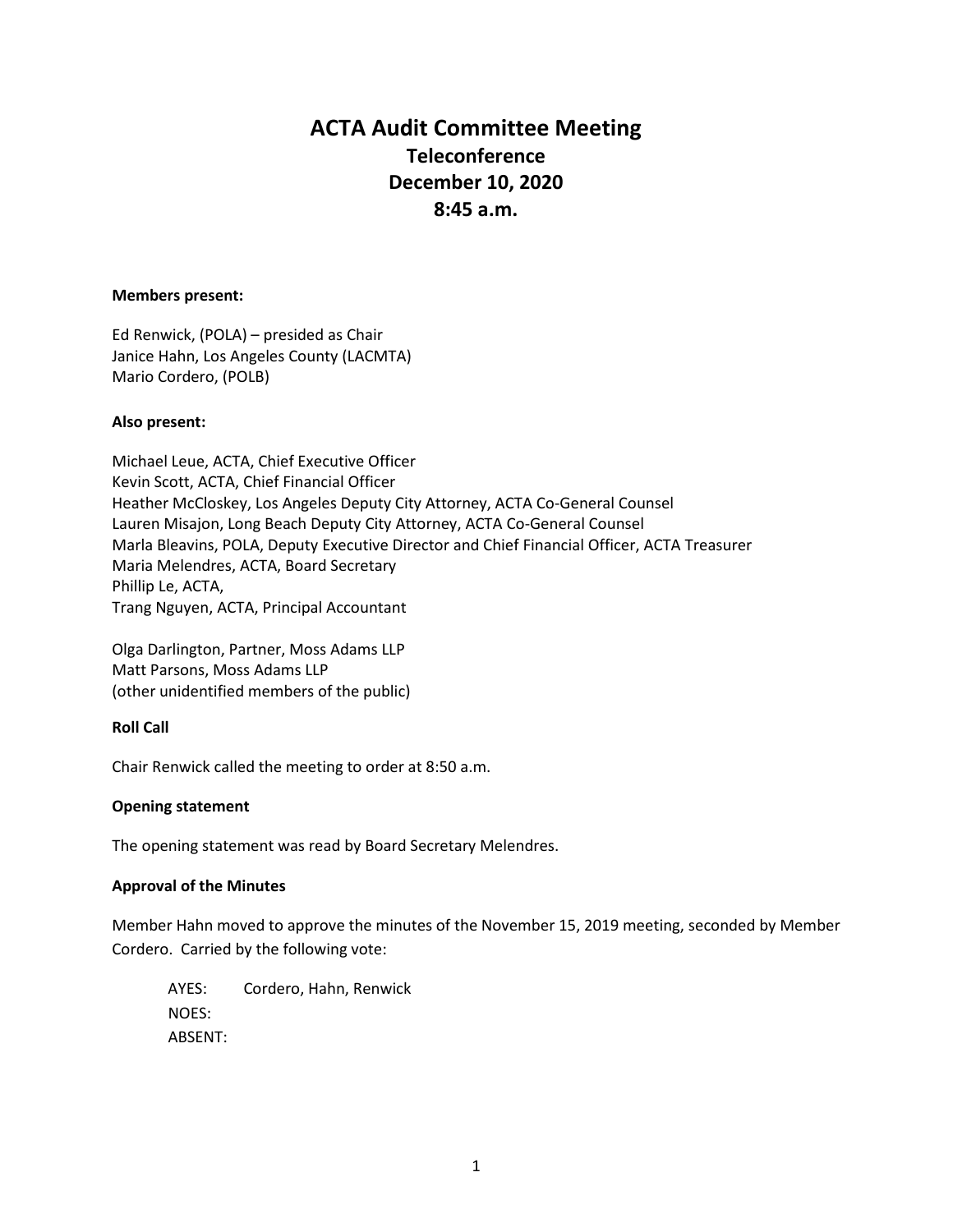# ACTA Audit Committee Meeting

## Teleconference

## December 10, 2020

## 8:45 a.m.

**Members present:**

Ed Renwick, (POLA) – presided as Chair
Janice Hahn, Los Angeles County (LACMTA)
Mario Cordero, (POLB)

**Also present:**

Michael Leue, ACTA, Chief Executive Officer
Kevin Scott, ACTA, Chief Financial Officer
Heather McCloskey, Los Angeles Deputy City Attorney, ACTA Co-General Counsel
Lauren Misajon, Long Beach Deputy City Attorney, ACTA Co-General Counsel
Marla Bleavins, POLA, Deputy Executive Director and Chief Financial Officer, ACTA Treasurer
Maria Melendres, ACTA, Board Secretary
Phillip Le, ACTA,
Trang Nguyen, ACTA, Principal Accountant

Olga Darlington, Partner, Moss Adams LLP
Matt Parsons, Moss Adams LLP
(other unidentified members of the public)

**Roll Call**

Chair Renwick called the meeting to order at 8:50 a.m.

**Opening statement**

The opening statement was read by Board Secretary Melendres.

**Approval of the Minutes**

Member Hahn moved to approve the minutes of the November 15, 2019 meeting, seconded by Member Cordero. Carried by the following vote:

AYES: Cordero, Hahn, Renwick
NOES:
ABSENT: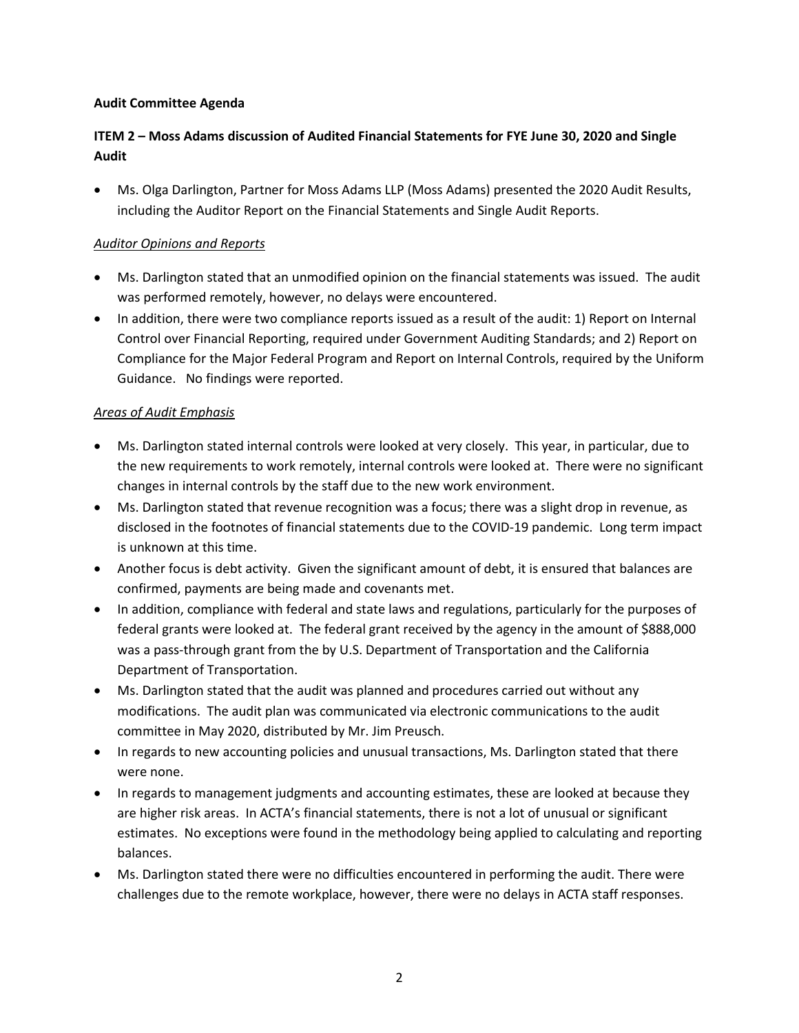**Audit Committee Agenda**

**ITEM 2 – Moss Adams discussion of Audited Financial Statements for FYE June 30, 2020 and Single Audit**

- Ms. Olga Darlington, Partner for Moss Adams LLP (Moss Adams) presented the 2020 Audit Results, including the Auditor Report on the Financial Statements and Single Audit Reports.

*Auditor Opinions and Reports*

- Ms. Darlington stated that an unmodified opinion on the financial statements was issued. The audit was performed remotely, however, no delays were encountered.
- In addition, there were two compliance reports issued as a result of the audit: 1) Report on Internal Control over Financial Reporting, required under Government Auditing Standards; and 2) Report on Compliance for the Major Federal Program and Report on Internal Controls, required by the Uniform Guidance. No findings were reported.

*Areas of Audit Emphasis*

- Ms. Darlington stated internal controls were looked at very closely. This year, in particular, due to the new requirements to work remotely, internal controls were looked at. There were no significant changes in internal controls by the staff due to the new work environment.
- Ms. Darlington stated that revenue recognition was a focus; there was a slight drop in revenue, as disclosed in the footnotes of financial statements due to the COVID-19 pandemic. Long term impact is unknown at this time.
- Another focus is debt activity. Given the significant amount of debt, it is ensured that balances are confirmed, payments are being made and covenants met.
- In addition, compliance with federal and state laws and regulations, particularly for the purposes of federal grants were looked at. The federal grant received by the agency in the amount of $888,000 was a pass-through grant from the by U.S. Department of Transportation and the California Department of Transportation.
- Ms. Darlington stated that the audit was planned and procedures carried out without any modifications. The audit plan was communicated via electronic communications to the audit committee in May 2020, distributed by Mr. Jim Preusch.
- In regards to new accounting policies and unusual transactions, Ms. Darlington stated that there were none.
- In regards to management judgments and accounting estimates, these are looked at because they are higher risk areas. In ACTA's financial statements, there is not a lot of unusual or significant estimates. No exceptions were found in the methodology being applied to calculating and reporting balances.
- Ms. Darlington stated there were no difficulties encountered in performing the audit. There were challenges due to the remote workplace, however, there were no delays in ACTA staff responses.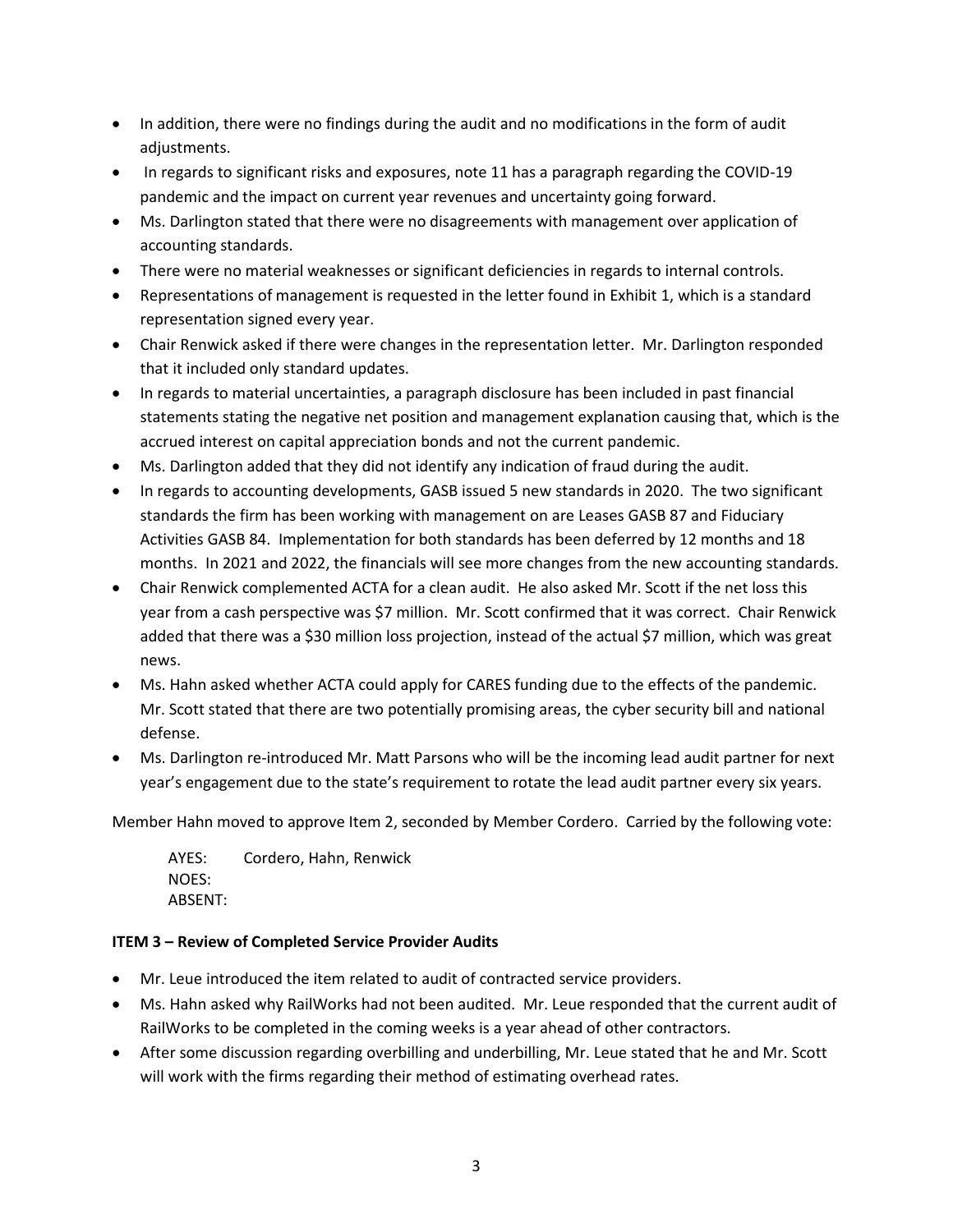- In addition, there were no findings during the audit and no modifications in the form of audit adjustments.
- In regards to significant risks and exposures, note 11 has a paragraph regarding the COVID-19 pandemic and the impact on current year revenues and uncertainty going forward.
- Ms. Darlington stated that there were no disagreements with management over application of accounting standards.
- There were no material weaknesses or significant deficiencies in regards to internal controls.
- Representations of management is requested in the letter found in Exhibit 1, which is a standard representation signed every year.
- Chair Renwick asked if there were changes in the representation letter. Mr. Darlington responded that it included only standard updates.
- In regards to material uncertainties, a paragraph disclosure has been included in past financial statements stating the negative net position and management explanation causing that, which is the accrued interest on capital appreciation bonds and not the current pandemic.
- Ms. Darlington added that they did not identify any indication of fraud during the audit.
- In regards to accounting developments, GASB issued 5 new standards in 2020. The two significant standards the firm has been working with management on are Leases GASB 87 and Fiduciary Activities GASB 84. Implementation for both standards has been deferred by 12 months and 18 months. In 2021 and 2022, the financials will see more changes from the new accounting standards.
- Chair Renwick complemented ACTA for a clean audit. He also asked Mr. Scott if the net loss this year from a cash perspective was $7 million. Mr. Scott confirmed that it was correct. Chair Renwick added that there was a $30 million loss projection, instead of the actual $7 million, which was great news.
- Ms. Hahn asked whether ACTA could apply for CARES funding due to the effects of the pandemic. Mr. Scott stated that there are two potentially promising areas, the cyber security bill and national defense.
- Ms. Darlington re-introduced Mr. Matt Parsons who will be the incoming lead audit partner for next year's engagement due to the state's requirement to rotate the lead audit partner every six years.

Member Hahn moved to approve Item 2, seconded by Member Cordero. Carried by the following vote:

AYES: Cordero, Hahn, Renwick
NOES:
ABSENT:

**ITEM 3 – Review of Completed Service Provider Audits**

- Mr. Leue introduced the item related to audit of contracted service providers.
- Ms. Hahn asked why RailWorks had not been audited. Mr. Leue responded that the current audit of RailWorks to be completed in the coming weeks is a year ahead of other contractors.
- After some discussion regarding overbilling and underbilling, Mr. Leue stated that he and Mr. Scott will work with the firms regarding their method of estimating overhead rates.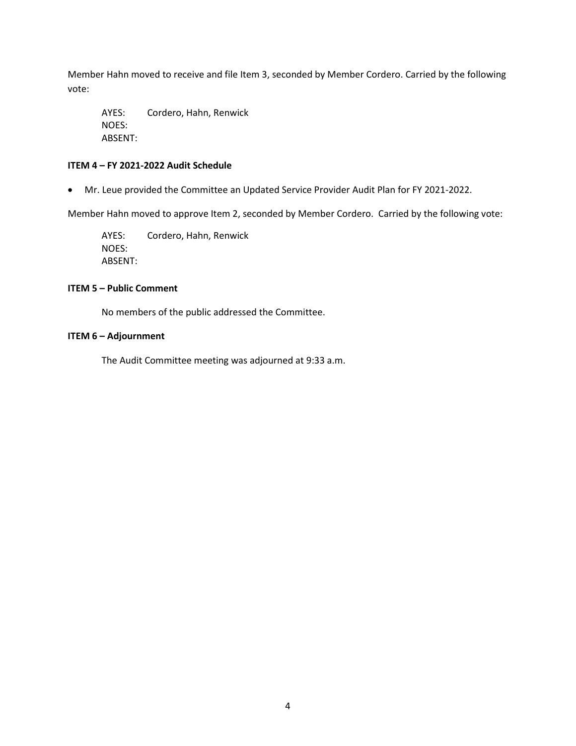Member Hahn moved to receive and file Item 3, seconded by Member Cordero. Carried by the following vote:

AYES: Cordero, Hahn, Renwick
NOES:
ABSENT:

**ITEM 4 – FY 2021-2022 Audit Schedule**

- Mr. Leue provided the Committee an Updated Service Provider Audit Plan for FY 2021-2022.

Member Hahn moved to approve Item 2, seconded by Member Cordero. Carried by the following vote:

AYES: Cordero, Hahn, Renwick
NOES:
ABSENT:

**ITEM 5 – Public Comment**

No members of the public addressed the Committee.

**ITEM 6 – Adjournment**

The Audit Committee meeting was adjourned at 9:33 a.m.